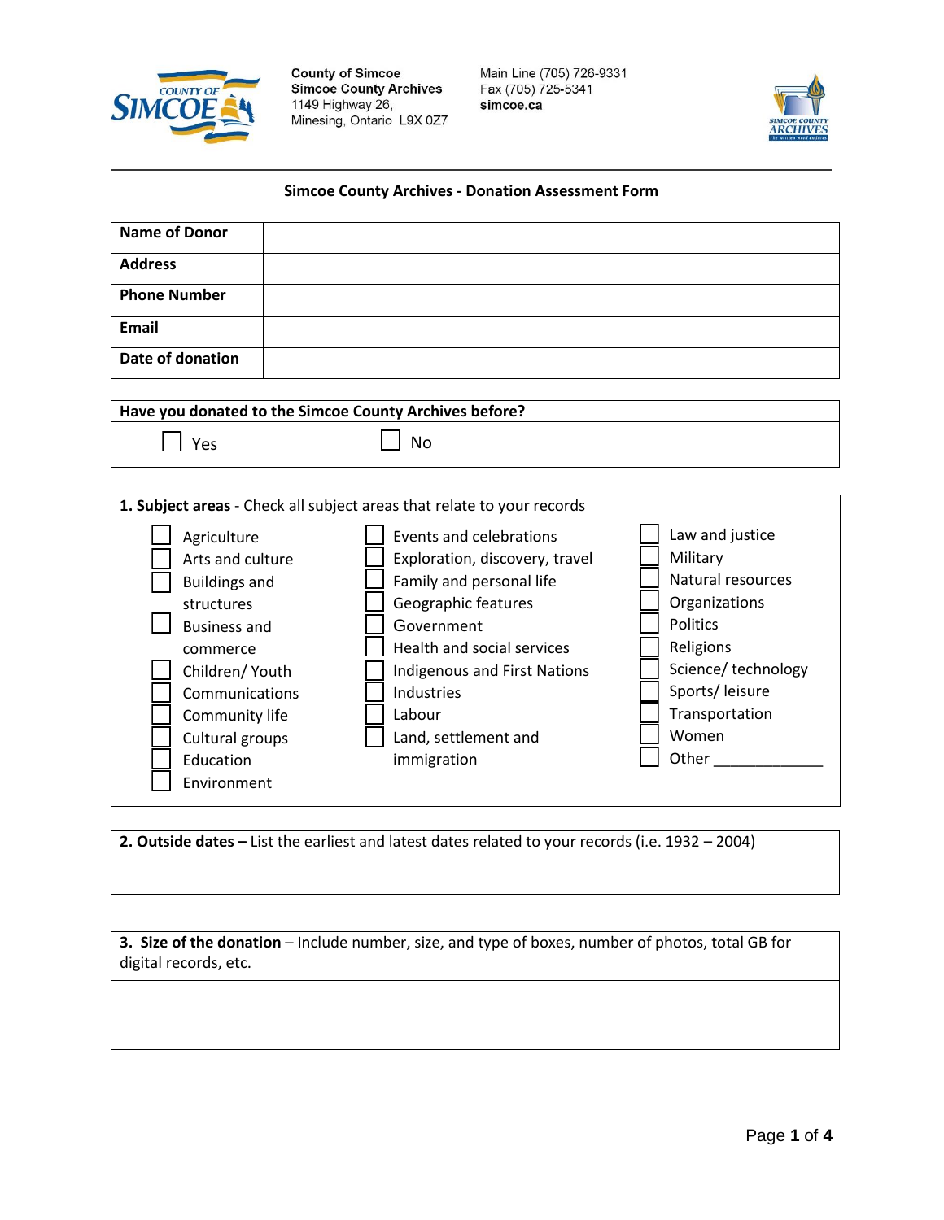County of Simcoe
Simcoe County Archives
1149 Highway 26,
Minesing, Ontario L9X 0Z7

Main Line (705) 726-9331
Fax (705) 725-5341
simcoe.ca

## Simcoe County Archives - Donation Assessment Form

| **Name of Donor** | |
|---|---|
| **Address** | |
| **Phone Number** | |
| **Email** | |
| **Date of donation** | |

**Have you donated to the Simcoe County Archives before?**

☐ Yes ☐ No

**1. Subject areas** - Check all subject areas that relate to your records

- ☐ Agriculture
- ☐ Arts and culture
- ☐ Buildings and structures
- ☐ Business and commerce
- ☐ Children/ Youth
- ☐ Communications
- ☐ Community life
- ☐ Cultural groups
- ☐ Education
- ☐ Environment
- ☐ Events and celebrations
- ☐ Exploration, discovery, travel
- ☐ Family and personal life
- ☐ Geographic features
- ☐ Government
- ☐ Health and social services
- ☐ Indigenous and First Nations
- ☐ Industries
- ☐ Labour
- ☐ Land, settlement and immigration
- ☐ Law and justice
- ☐ Military
- ☐ Natural resources
- ☐ Organizations
- ☐ Politics
- ☐ Religions
- ☐ Science/ technology
- ☐ Sports/ leisure
- ☐ Transportation
- ☐ Women
- ☐ Other _____________

**2. Outside dates –** List the earliest and latest dates related to your records (i.e. 1932 – 2004)

**3. Size of the donation** – Include number, size, and type of boxes, number of photos, total GB for digital records, etc.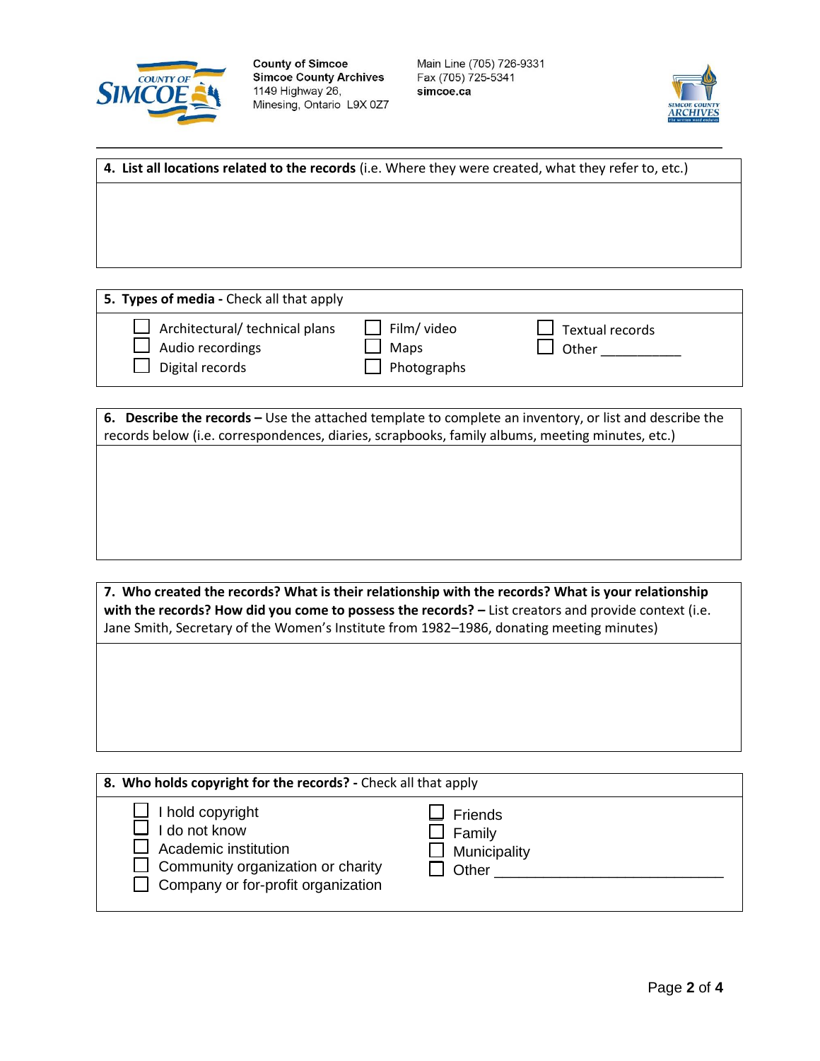County of Simcoe
Simcoe County Archives
1149 Highway 26,
Minesing, Ontario L9X 0Z7

Main Line (705) 726-9331
Fax (705) 725-5341
simcoe.ca

---

**4. List all locations related to the records** (i.e. Where they were created, what they refer to, etc.)

&nbsp;

**5. Types of media -** Check all that apply

- ☐ Architectural/ technical plans
- ☐ Audio recordings
- ☐ Digital records
- ☐ Film/ video
- ☐ Maps
- ☐ Photographs
- ☐ Textual records
- ☐ Other ___________

**6. Describe the records –** Use the attached template to complete an inventory, or list and describe the records below (i.e. correspondences, diaries, scrapbooks, family albums, meeting minutes, etc.)

&nbsp;

**7. Who created the records? What is their relationship with the records? What is your relationship with the records? How did you come to possess the records? –** List creators and provide context (i.e. Jane Smith, Secretary of the Women's Institute from 1982–1986, donating meeting minutes)

&nbsp;

**8. Who holds copyright for the records? -** Check all that apply

- ☐ I hold copyright
- ☐ I do not know
- ☐ Academic institution
- ☐ Community organization or charity
- ☐ Company or for-profit organization
- ☐ Friends
- ☐ Family
- ☐ Municipality
- ☐ Other ____________________________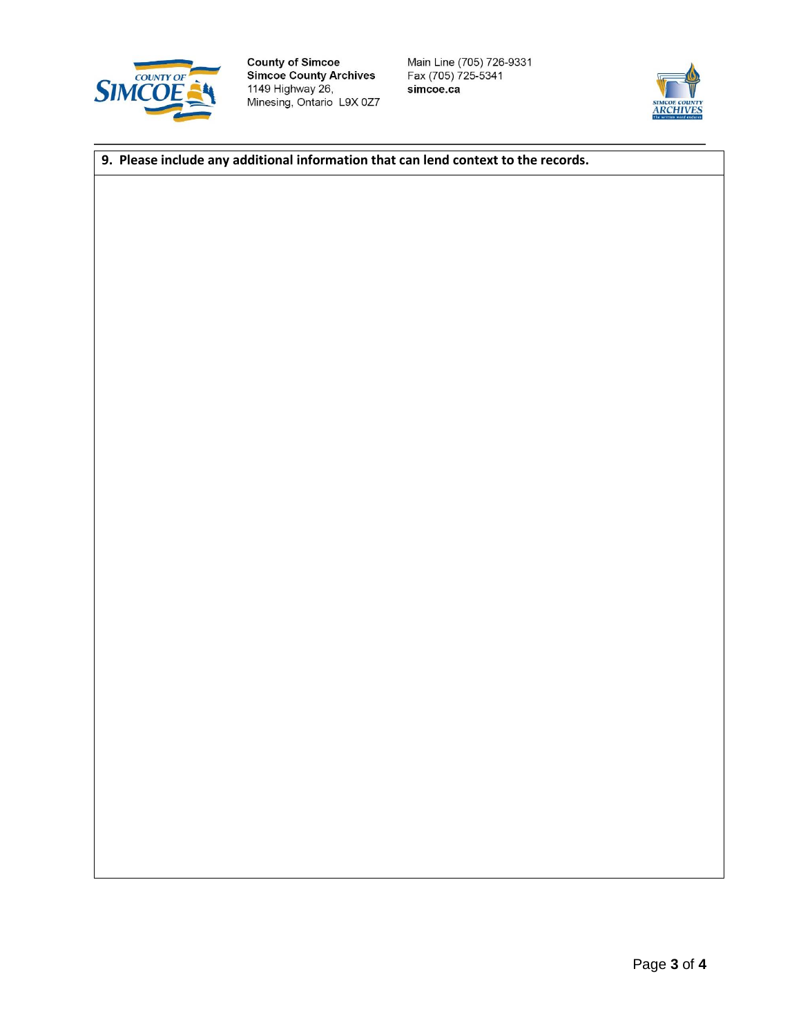| 9. Please include any additional information that can lend context to the records. |
| --- |
| |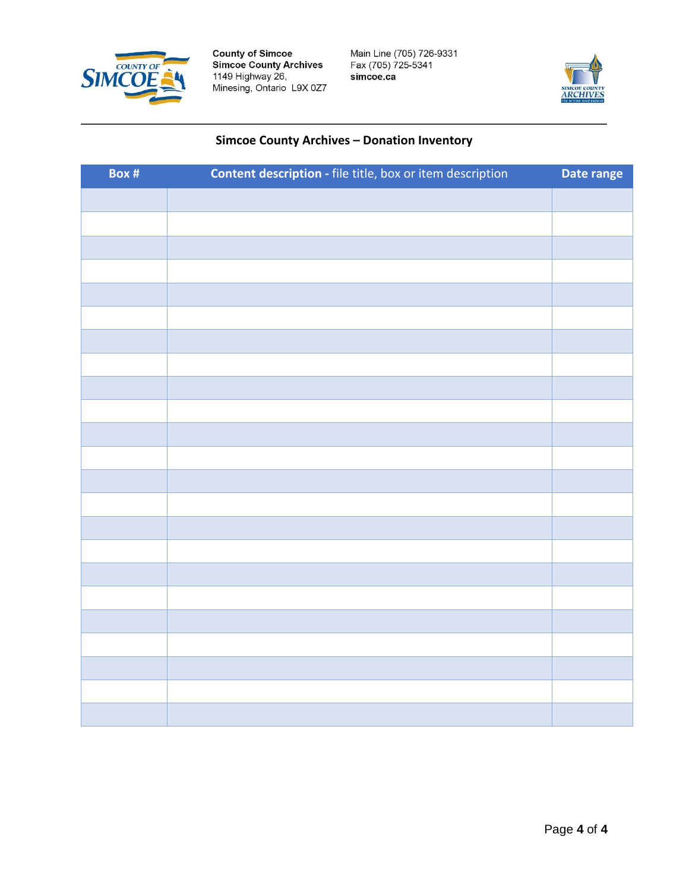**County of Simcoe**
**Simcoe County Archives**
1149 Highway 26,
Minesing, Ontario L9X 0Z7

Main Line (705) 726-9331
Fax (705) 725-5341
**simcoe.ca**

## Simcoe County Archives – Donation Inventory

| Box # | **Content description -** file title, box or item description | Date range |
|---|---|---|
| | | |
| | | |
| | | |
| | | |
| | | |
| | | |
| | | |
| | | |
| | | |
| | | |
| | | |
| | | |
| | | |
| | | |
| | | |
| | | |
| | | |
| | | |
| | | |
| | | |
| | | |
| | | |
| | | |
| | | |